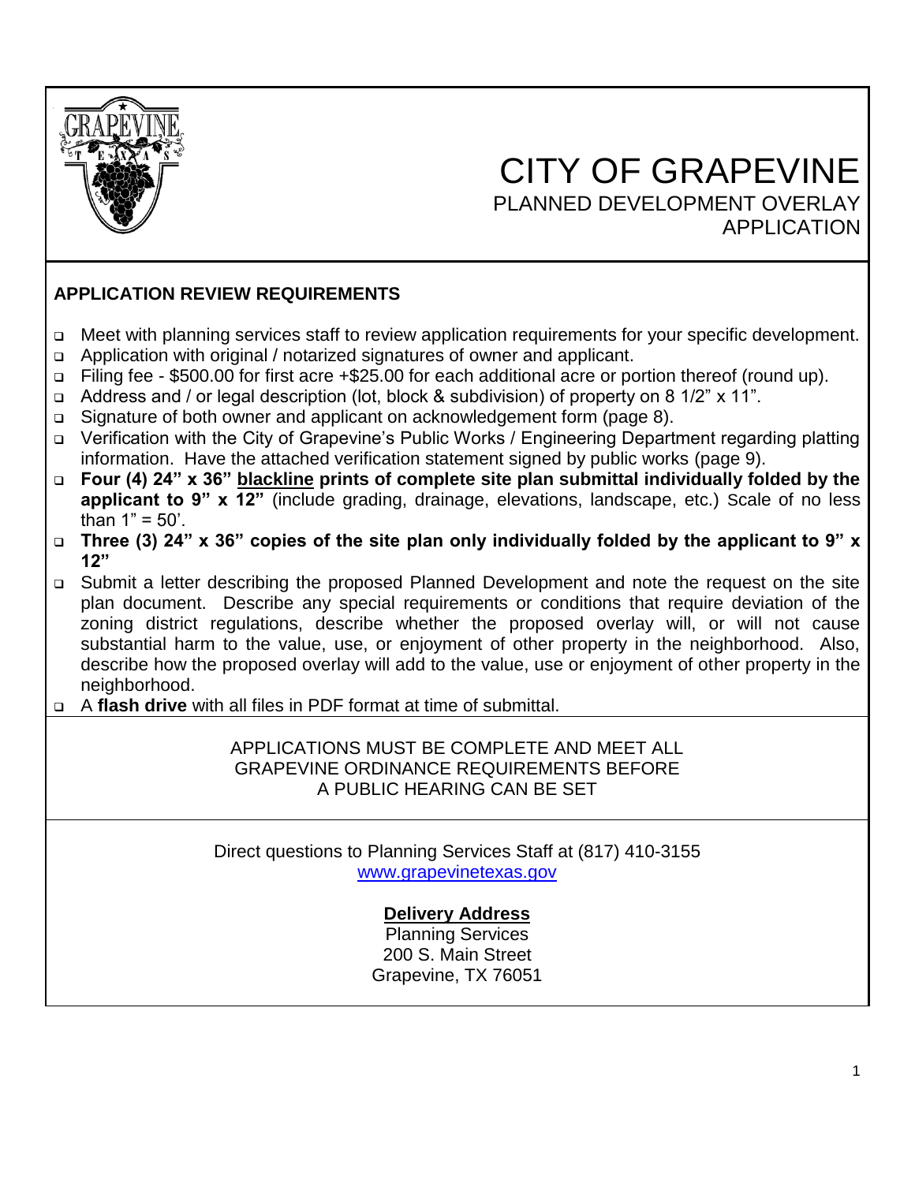# CITY OF GRAPEVINE

## PLANNED DEVELOPMENT OVERLAY APPLICATION

### APPLICATION REVIEW REQUIREMENTS

- ❑ Meet with planning services staff to review application requirements for your specific development.
- ❑ Application with original / notarized signatures of owner and applicant.
- ❑ Filing fee - $500.00 for first acre +$25.00 for each additional acre or portion thereof (round up).
- ❑ Address and / or legal description (lot, block & subdivision) of property on 8 1/2" x 11".
- ❑ Signature of both owner and applicant on acknowledgement form (page 8).
- ❑ Verification with the City of Grapevine's Public Works / Engineering Department regarding platting information. Have the attached verification statement signed by public works (page 9).
- ❑ **Four (4) 24" x 36" blackline prints of complete site plan submittal individually folded by the applicant to 9" x 12"** (include grading, drainage, elevations, landscape, etc.) Scale of no less than 1" = 50'.
- ❑ **Three (3) 24" x 36" copies of the site plan only individually folded by the applicant to 9" x 12"**
- ❑ Submit a letter describing the proposed Planned Development and note the request on the site plan document. Describe any special requirements or conditions that require deviation of the zoning district regulations, describe whether the proposed overlay will, or will not cause substantial harm to the value, use, or enjoyment of other property in the neighborhood. Also, describe how the proposed overlay will add to the value, use or enjoyment of other property in the neighborhood.
- ❑ A **flash drive** with all files in PDF format at time of submittal.

APPLICATIONS MUST BE COMPLETE AND MEET ALL GRAPEVINE ORDINANCE REQUIREMENTS BEFORE A PUBLIC HEARING CAN BE SET

Direct questions to Planning Services Staff at (817) 410-3155
www.grapevinetexas.gov

**Delivery Address**

Planning Services
200 S. Main Street
Grapevine, TX 76051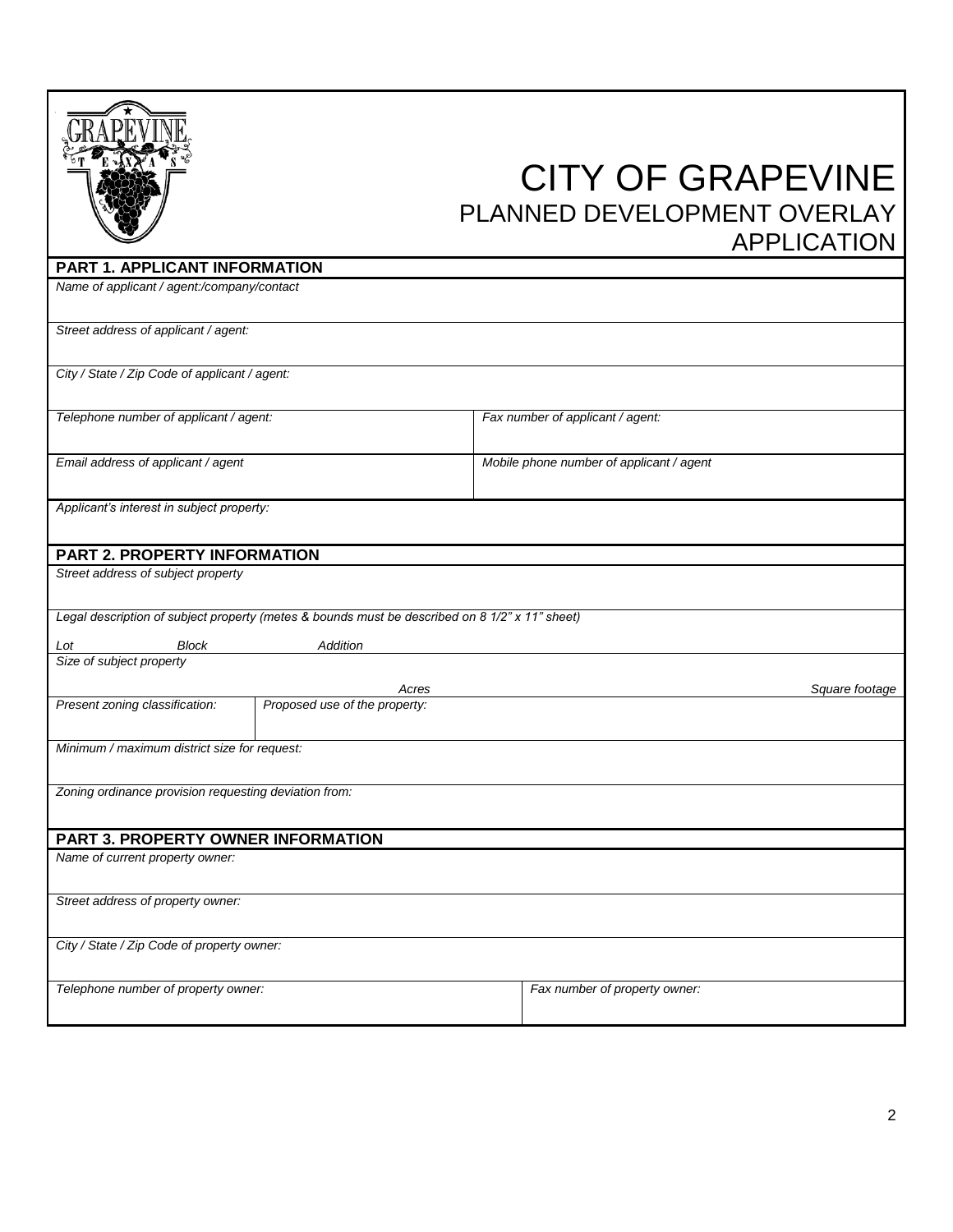# CITY OF GRAPEVINE
## PLANNED DEVELOPMENT OVERLAY APPLICATION

### PART 1. APPLICANT INFORMATION

| | |
|---|---|
| *Name of applicant / agent:/company/contact* | |
| *Street address of applicant / agent:* | |
| *City / State / Zip Code of applicant / agent:* | |
| *Telephone number of applicant / agent:* | *Fax number of applicant / agent:* |
| *Email address of applicant / agent* | *Mobile phone number of applicant / agent* |
| *Applicant's interest in subject property:* | |

### PART 2. PROPERTY INFORMATION

| | |
|---|---|
| *Street address of subject property* | |
| *Legal description of subject property (metes & bounds must be described on 8 1/2" x 11" sheet)*<br>*Lot* *Block* *Addition* | |
| *Size of subject property*<br>*Acres* | *Square footage* |
| *Present zoning classification:* | *Proposed use of the property:* |
| *Minimum / maximum district size for request:* | |
| *Zoning ordinance provision requesting deviation from:* | |

### PART 3. PROPERTY OWNER INFORMATION

| | |
|---|---|
| *Name of current property owner:* | |
| *Street address of property owner:* | |
| *City / State / Zip Code of property owner:* | |
| *Telephone number of property owner:* | *Fax number of property owner:* |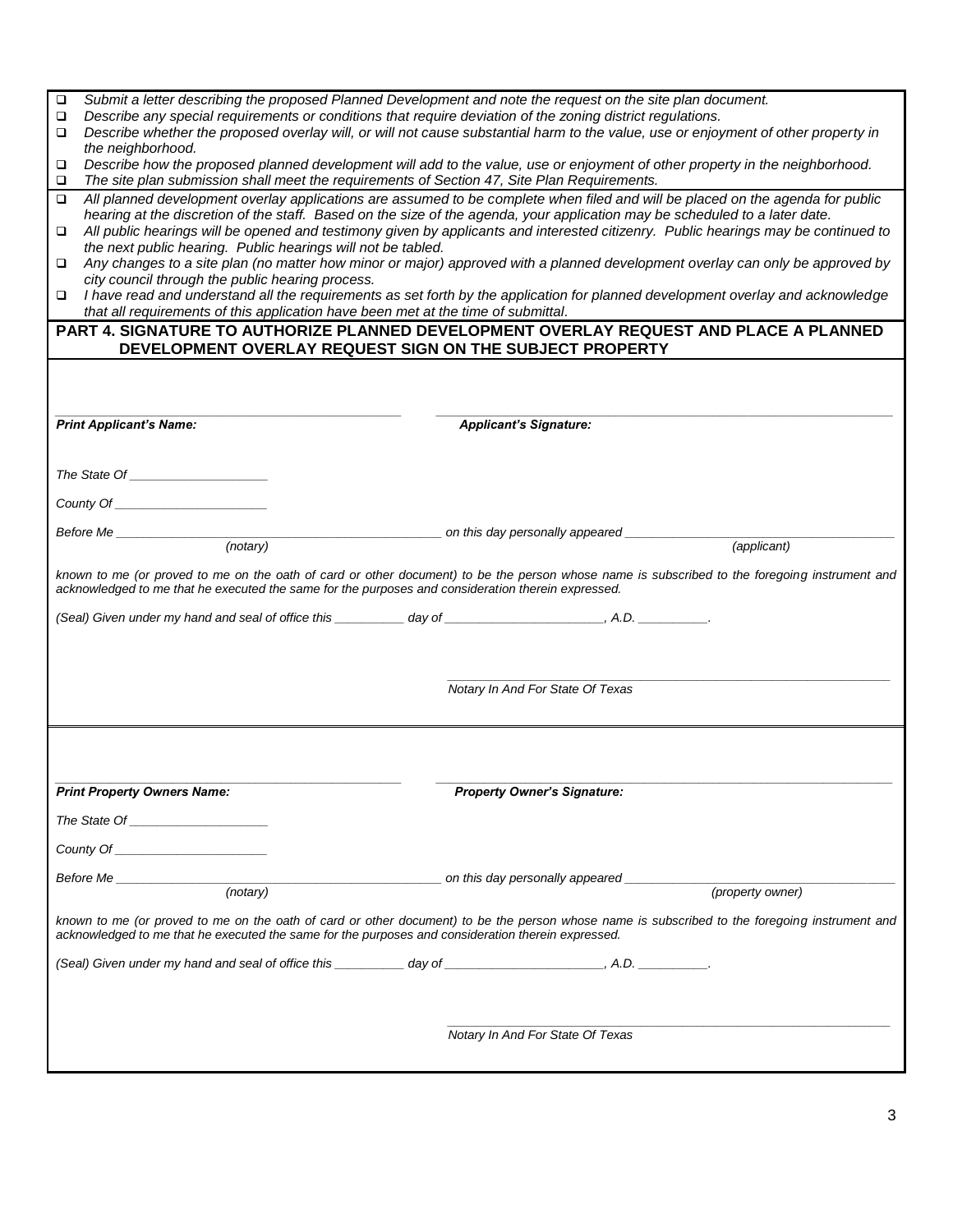- ☐ *Submit a letter describing the proposed Planned Development and note the request on the site plan document.*
- ☐ *Describe any special requirements or conditions that require deviation of the zoning district regulations.*
- ☐ *Describe whether the proposed overlay will, or will not cause substantial harm to the value, use or enjoyment of other property in the neighborhood.*
- ☐ *Describe how the proposed planned development will add to the value, use or enjoyment of other property in the neighborhood.*
- ☐ *The site plan submission shall meet the requirements of Section 47, Site Plan Requirements.*

- ☐ *All planned development overlay applications are assumed to be complete when filed and will be placed on the agenda for public hearing at the discretion of the staff. Based on the size of the agenda, your application may be scheduled to a later date.*
- ☐ *All public hearings will be opened and testimony given by applicants and interested citizenry. Public hearings may be continued to the next public hearing. Public hearings will not be tabled.*
- ☐ *Any changes to a site plan (no matter how minor or major) approved with a planned development overlay can only be approved by city council through the public hearing process.*
- ☐ *I have read and understand all the requirements as set forth by the application for planned development overlay and acknowledge that all requirements of this application have been met at the time of submittal.*

## PART 4. SIGNATURE TO AUTHORIZE PLANNED DEVELOPMENT OVERLAY REQUEST AND PLACE A PLANNED DEVELOPMENT OVERLAY REQUEST SIGN ON THE SUBJECT PROPERTY

_______________________________________ _______________________________________

***Print Applicant's Name:*** ***Applicant's Signature:***

*The State Of* ___________________

*County Of* ____________________

*Before Me* ______________________________ *on this day personally appeared* ______________________________
*(notary)* *(applicant)*

*known to me (or proved to me on the oath of card or other document) to be the person whose name is subscribed to the foregoing instrument and acknowledged to me that he executed the same for the purposes and consideration therein expressed.*

*(Seal) Given under my hand and seal of office this* __________ *day of* ______________________, *A.D.* __________.

_______________________________________
*Notary In And For State Of Texas*

---

_______________________________________ _______________________________________

***Print Property Owners Name:*** ***Property Owner's Signature:***

*The State Of* ___________________

*County Of* ____________________

*Before Me* ______________________________ *on this day personally appeared* ______________________________
*(notary)* *(property owner)*

*known to me (or proved to me on the oath of card or other document) to be the person whose name is subscribed to the foregoing instrument and acknowledged to me that he executed the same for the purposes and consideration therein expressed.*

*(Seal) Given under my hand and seal of office this* __________ *day of* ______________________, *A.D.* __________.

_______________________________________
*Notary In And For State Of Texas*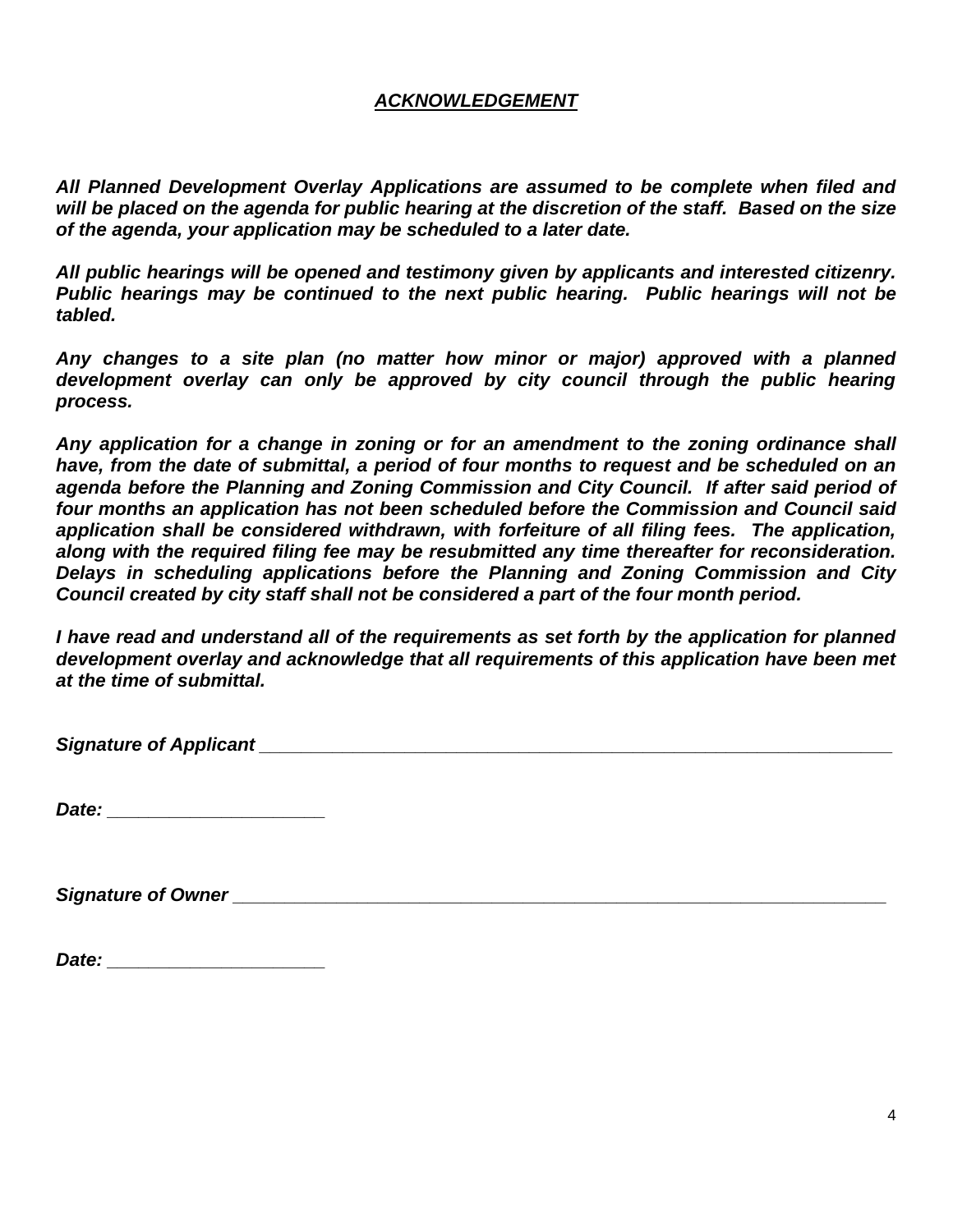## ***ACKNOWLEDGEMENT***

***All Planned Development Overlay Applications are assumed to be complete when filed and will be placed on the agenda for public hearing at the discretion of the staff. Based on the size of the agenda, your application may be scheduled to a later date.***

***All public hearings will be opened and testimony given by applicants and interested citizenry. Public hearings may be continued to the next public hearing. Public hearings will not be tabled.***

***Any changes to a site plan (no matter how minor or major) approved with a planned development overlay can only be approved by city council through the public hearing process.***

***Any application for a change in zoning or for an amendment to the zoning ordinance shall have, from the date of submittal, a period of four months to request and be scheduled on an agenda before the Planning and Zoning Commission and City Council. If after said period of four months an application has not been scheduled before the Commission and Council said application shall be considered withdrawn, with forfeiture of all filing fees. The application, along with the required filing fee may be resubmitted any time thereafter for reconsideration. Delays in scheduling applications before the Planning and Zoning Commission and City Council created by city staff shall not be considered a part of the four month period.***

***I have read and understand all of the requirements as set forth by the application for planned development overlay and acknowledge that all requirements of this application have been met at the time of submittal.***

***Signature of Applicant*** ________________________________________________________________

***Date:*** ______________________

***Signature of Owner*** ________________________________________________________________

***Date:*** ______________________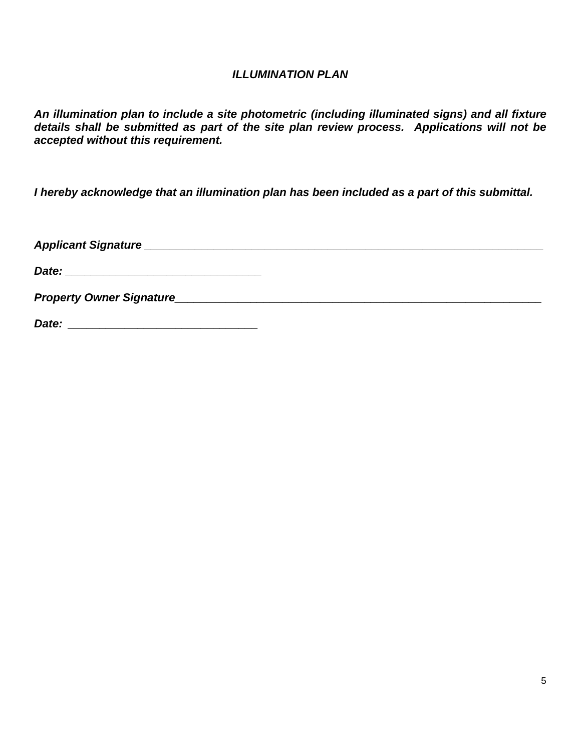## *ILLUMINATION PLAN*

***An illumination plan to include a site photometric (including illuminated signs) and all fixture details shall be submitted as part of the site plan review process. Applications will not be accepted without this requirement.***

***I hereby acknowledge that an illumination plan has been included as a part of this submittal.***

***Applicant Signature*** ______________________________________________________________

***Date:*** ______________________________

***Property Owner Signature***_________________________________________________________

***Date:*** _____________________________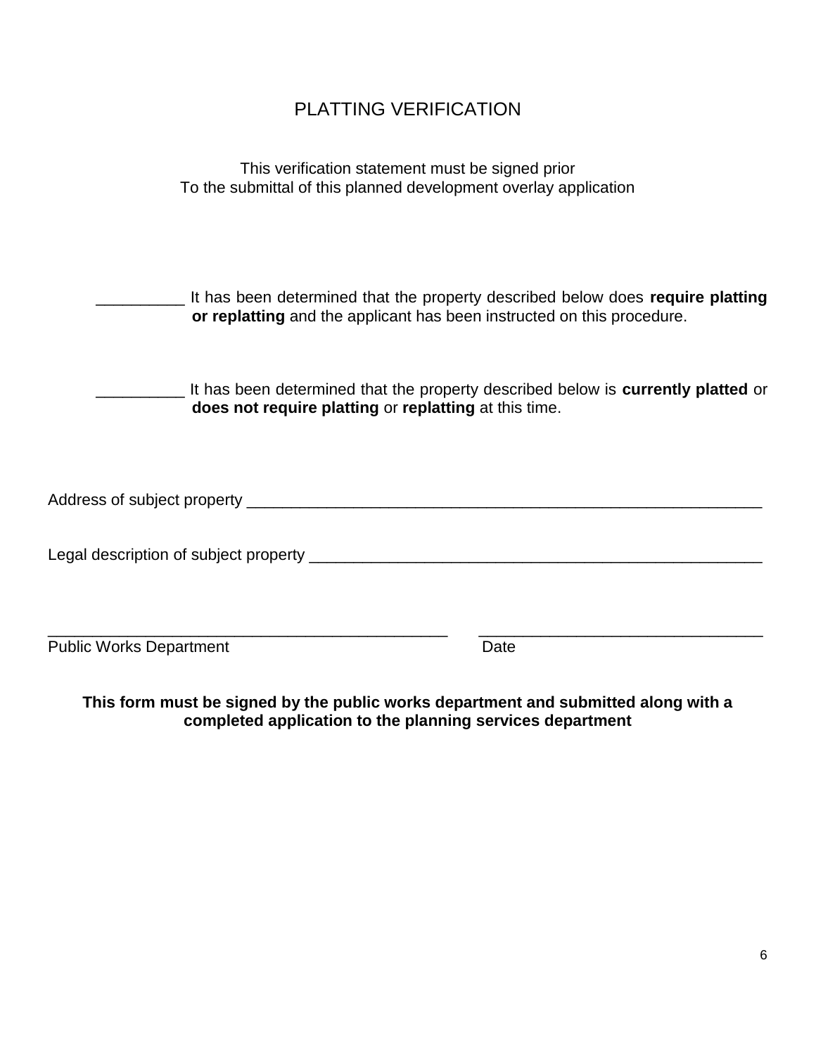# PLATTING VERIFICATION

This verification statement must be signed prior
To the submittal of this planned development overlay application

__________ It has been determined that the property described below does **require platting or replatting** and the applicant has been instructed on this procedure.

__________ It has been determined that the property described below is **currently platted** or **does not require platting** or **replatting** at this time.

Address of subject property ____________________________________________________________

Legal description of subject property _____________________________________________________

_______________________________________________ ________________________________
Public Works Department Date

**This form must be signed by the public works department and submitted along with a completed application to the planning services department**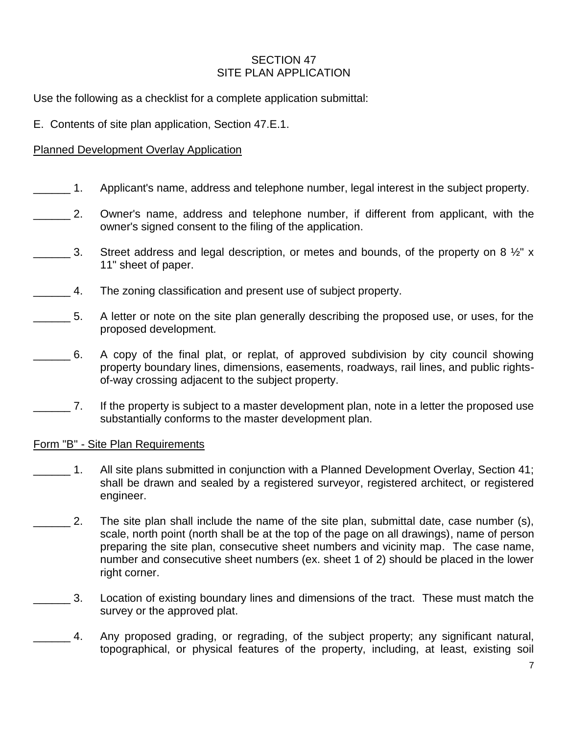SECTION 47
SITE PLAN APPLICATION

Use the following as a checklist for a complete application submittal:

E. Contents of site plan application, Section 47.E.1.

Planned Development Overlay Application

______ 1. Applicant's name, address and telephone number, legal interest in the subject property.

______ 2. Owner's name, address and telephone number, if different from applicant, with the owner's signed consent to the filing of the application.

______ 3. Street address and legal description, or metes and bounds, of the property on 8 ½" x 11" sheet of paper.

______ 4. The zoning classification and present use of subject property.

______ 5. A letter or note on the site plan generally describing the proposed use, or uses, for the proposed development.

______ 6. A copy of the final plat, or replat, of approved subdivision by city council showing property boundary lines, dimensions, easements, roadways, rail lines, and public rights-of-way crossing adjacent to the subject property.

______ 7. If the property is subject to a master development plan, note in a letter the proposed use substantially conforms to the master development plan.

Form "B" - Site Plan Requirements

______ 1. All site plans submitted in conjunction with a Planned Development Overlay, Section 41; shall be drawn and sealed by a registered surveyor, registered architect, or registered engineer.

______ 2. The site plan shall include the name of the site plan, submittal date, case number (s), scale, north point (north shall be at the top of the page on all drawings), name of person preparing the site plan, consecutive sheet numbers and vicinity map. The case name, number and consecutive sheet numbers (ex. sheet 1 of 2) should be placed in the lower right corner.

______ 3. Location of existing boundary lines and dimensions of the tract. These must match the survey or the approved plat.

______ 4. Any proposed grading, or regrading, of the subject property; any significant natural, topographical, or physical features of the property, including, at least, existing soil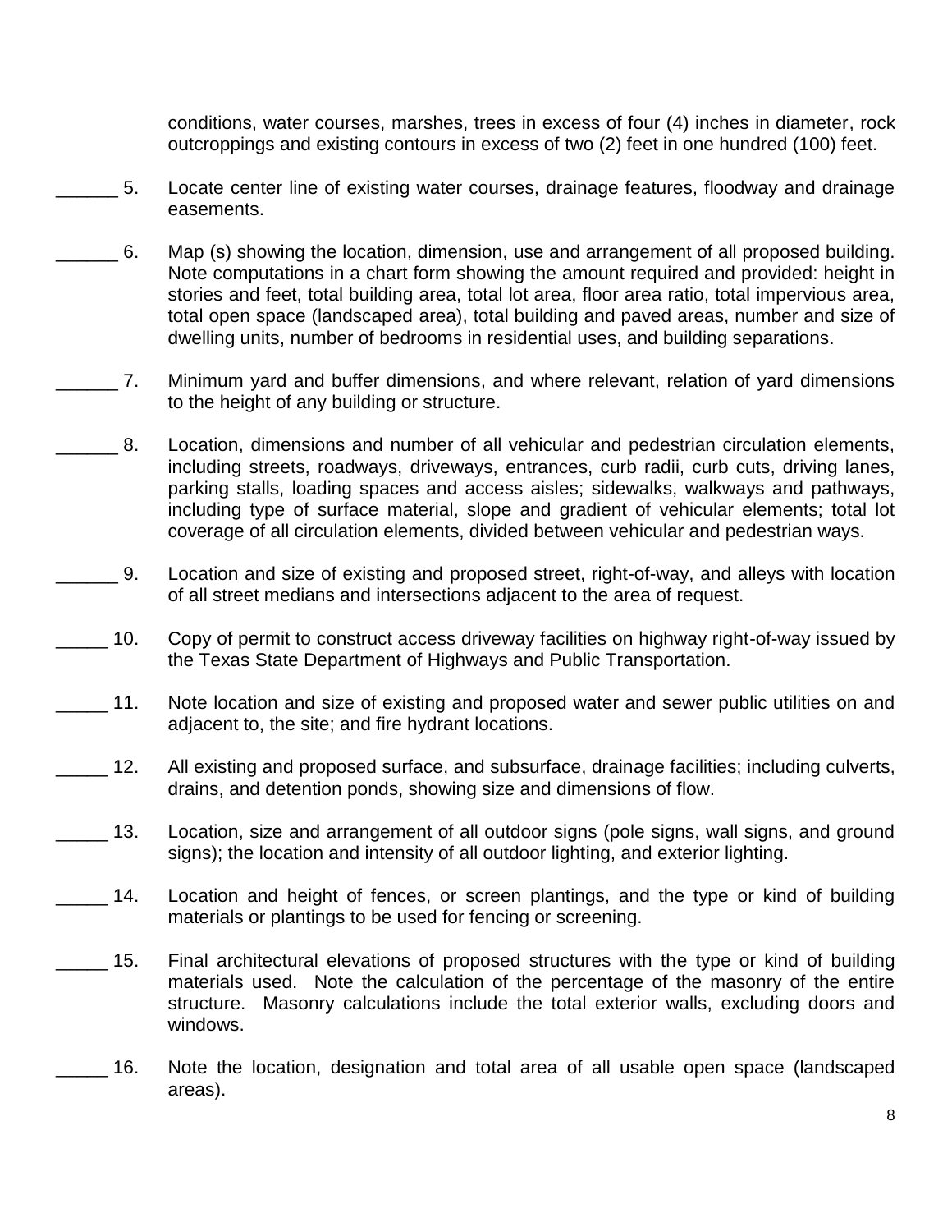conditions, water courses, marshes, trees in excess of four (4) inches in diameter, rock outcroppings and existing contours in excess of two (2) feet in one hundred (100) feet.

______ 5. Locate center line of existing water courses, drainage features, floodway and drainage easements.

______ 6. Map (s) showing the location, dimension, use and arrangement of all proposed building. Note computations in a chart form showing the amount required and provided: height in stories and feet, total building area, total lot area, floor area ratio, total impervious area, total open space (landscaped area), total building and paved areas, number and size of dwelling units, number of bedrooms in residential uses, and building separations.

______ 7. Minimum yard and buffer dimensions, and where relevant, relation of yard dimensions to the height of any building or structure.

______ 8. Location, dimensions and number of all vehicular and pedestrian circulation elements, including streets, roadways, driveways, entrances, curb radii, curb cuts, driving lanes, parking stalls, loading spaces and access aisles; sidewalks, walkways and pathways, including type of surface material, slope and gradient of vehicular elements; total lot coverage of all circulation elements, divided between vehicular and pedestrian ways.

______ 9. Location and size of existing and proposed street, right-of-way, and alleys with location of all street medians and intersections adjacent to the area of request.

_____ 10. Copy of permit to construct access driveway facilities on highway right-of-way issued by the Texas State Department of Highways and Public Transportation.

_____ 11. Note location and size of existing and proposed water and sewer public utilities on and adjacent to, the site; and fire hydrant locations.

_____ 12. All existing and proposed surface, and subsurface, drainage facilities; including culverts, drains, and detention ponds, showing size and dimensions of flow.

_____ 13. Location, size and arrangement of all outdoor signs (pole signs, wall signs, and ground signs); the location and intensity of all outdoor lighting, and exterior lighting.

_____ 14. Location and height of fences, or screen plantings, and the type or kind of building materials or plantings to be used for fencing or screening.

_____ 15. Final architectural elevations of proposed structures with the type or kind of building materials used. Note the calculation of the percentage of the masonry of the entire structure. Masonry calculations include the total exterior walls, excluding doors and windows.

_____ 16. Note the location, designation and total area of all usable open space (landscaped areas).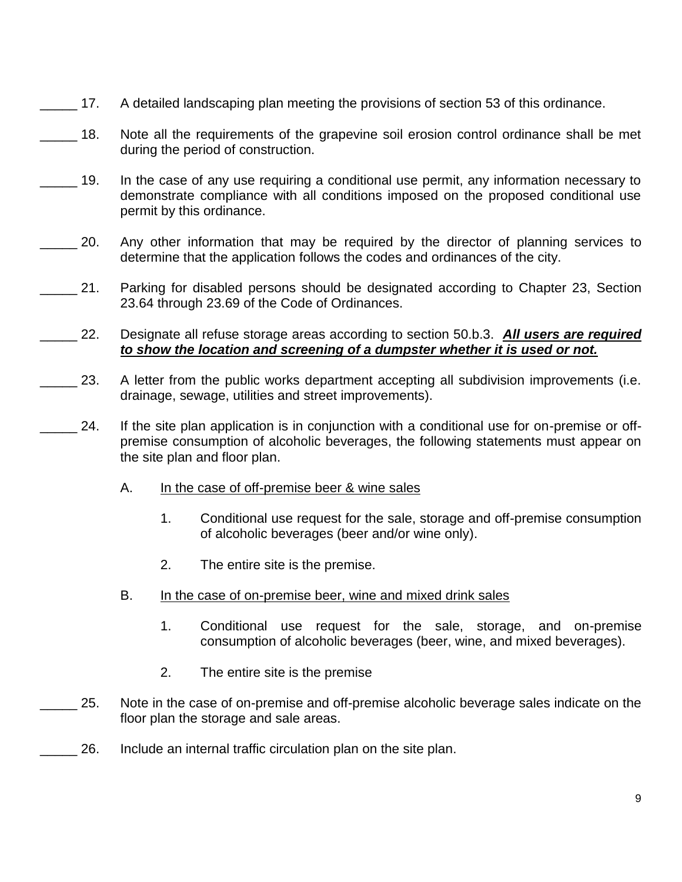_____ 17. A detailed landscaping plan meeting the provisions of section 53 of this ordinance.

_____ 18. Note all the requirements of the grapevine soil erosion control ordinance shall be met during the period of construction.

_____ 19. In the case of any use requiring a conditional use permit, any information necessary to demonstrate compliance with all conditions imposed on the proposed conditional use permit by this ordinance.

_____ 20. Any other information that may be required by the director of planning services to determine that the application follows the codes and ordinances of the city.

_____ 21. Parking for disabled persons should be designated according to Chapter 23, Section 23.64 through 23.69 of the Code of Ordinances.

_____ 22. Designate all refuse storage areas according to section 50.b.3. ***<u>All users are required to show the location and screening of a dumpster whether it is used or not.</u>***

_____ 23. A letter from the public works department accepting all subdivision improvements (i.e. drainage, sewage, utilities and street improvements).

_____ 24. If the site plan application is in conjunction with a conditional use for on-premise or off-premise consumption of alcoholic beverages, the following statements must appear on the site plan and floor plan.

A. <u>In the case of off-premise beer & wine sales</u>

1. Conditional use request for the sale, storage and off-premise consumption of alcoholic beverages (beer and/or wine only).

2. The entire site is the premise.

B. <u>In the case of on-premise beer, wine and mixed drink sales</u>

1. Conditional use request for the sale, storage, and on-premise consumption of alcoholic beverages (beer, wine, and mixed beverages).

2. The entire site is the premise

_____ 25. Note in the case of on-premise and off-premise alcoholic beverage sales indicate on the floor plan the storage and sale areas.

_____ 26. Include an internal traffic circulation plan on the site plan.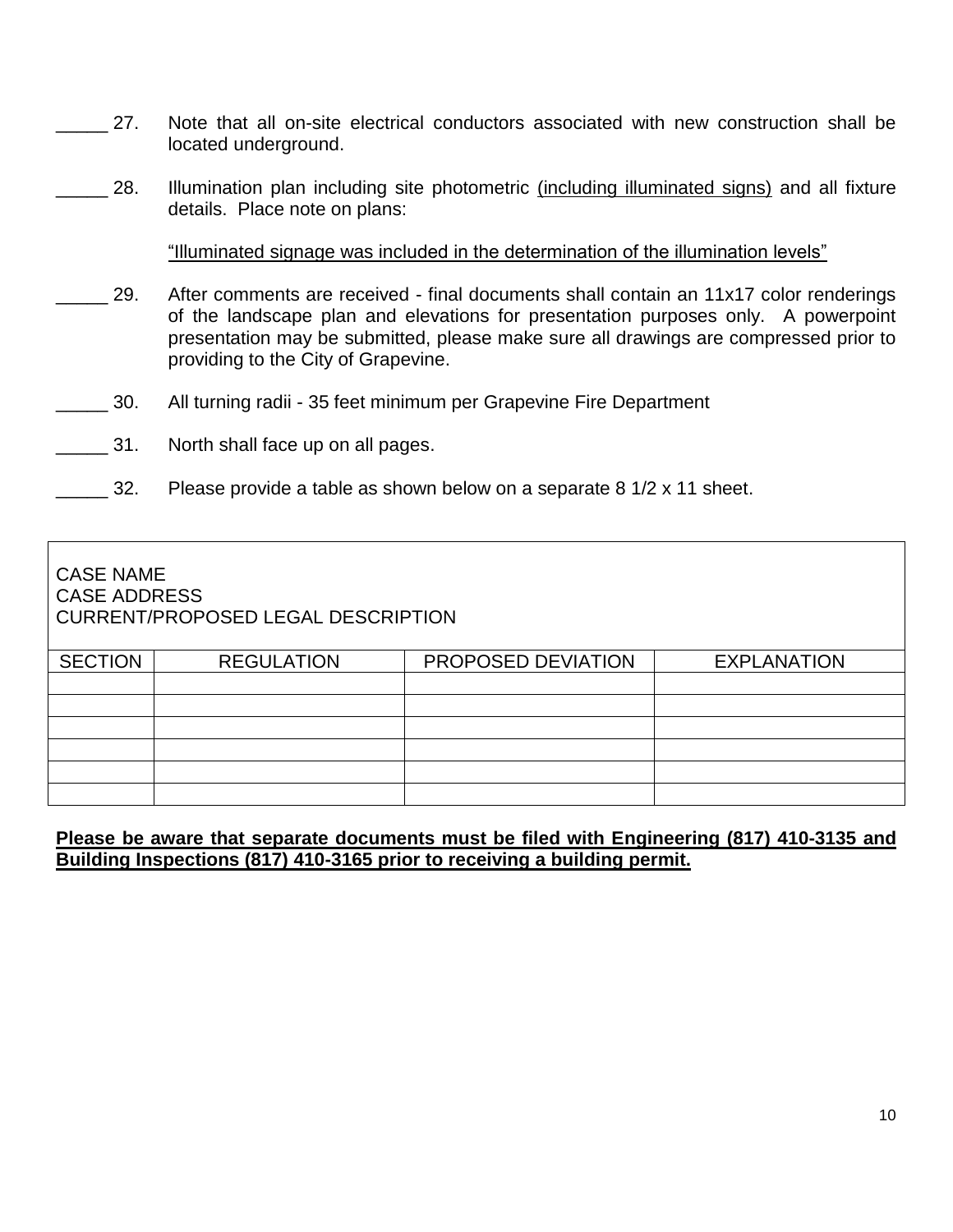_____ 27. Note that all on-site electrical conductors associated with new construction shall be located underground.

_____ 28. Illumination plan including site photometric <u>(including illuminated signs)</u> and all fixture details. Place note on plans:

<u>"Illuminated signage was included in the determination of the illumination levels"</u>

_____ 29. After comments are received - final documents shall contain an 11x17 color renderings of the landscape plan and elevations for presentation purposes only. A powerpoint presentation may be submitted, please make sure all drawings are compressed prior to providing to the City of Grapevine.

_____ 30. All turning radii - 35 feet minimum per Grapevine Fire Department

_____ 31. North shall face up on all pages.

_____ 32. Please provide a table as shown below on a separate 8 1/2 x 11 sheet.

| CASE NAME<br>CASE ADDRESS<br>CURRENT/PROPOSED LEGAL DESCRIPTION | | | |
|---|---|---|---|
| SECTION | REGULATION | PROPOSED DEVIATION | EXPLANATION |
| | | | |
| | | | |
| | | | |
| | | | |
| | | | |
| | | | |

**<u>Please be aware that separate documents must be filed with Engineering (817) 410-3135 and Building Inspections (817) 410-3165 prior to receiving a building permit.</u>**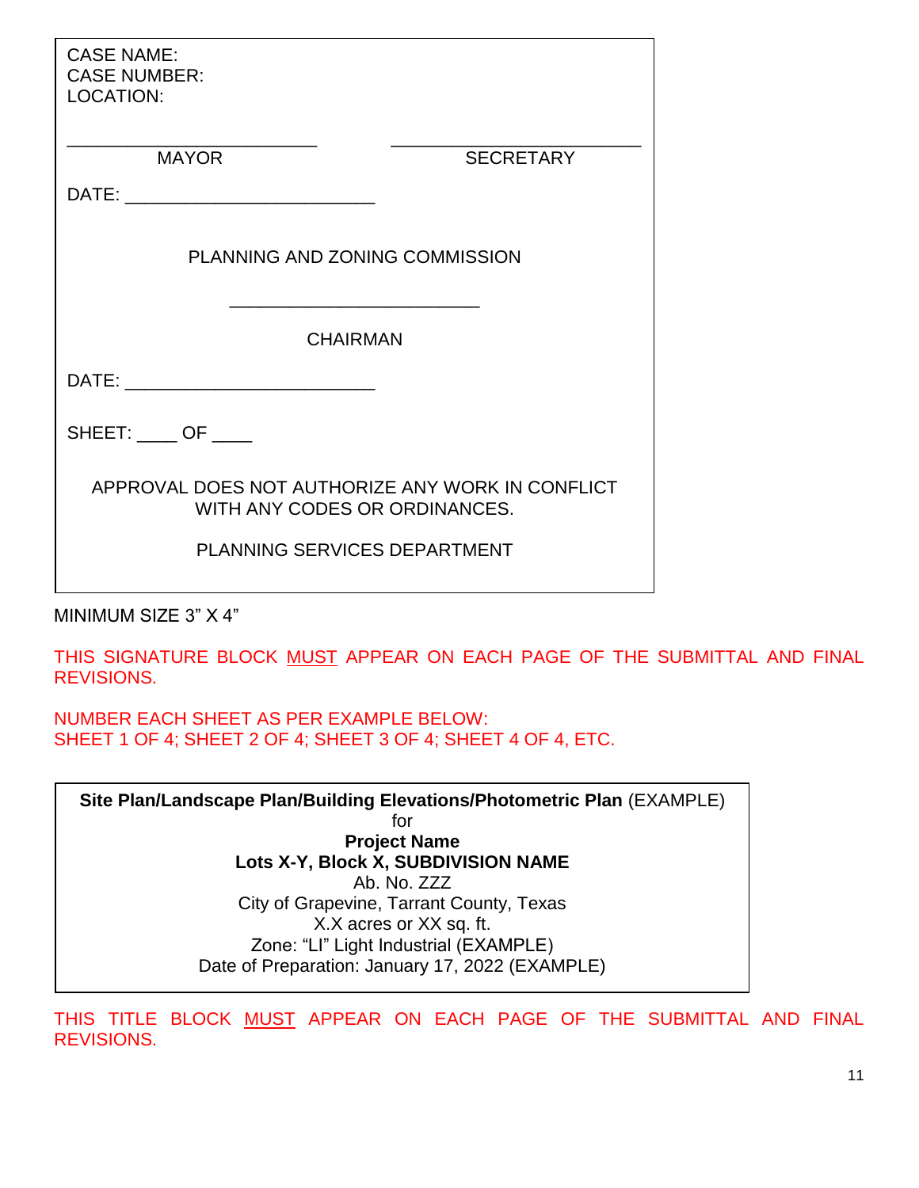CASE NAME:
CASE NUMBER:
LOCATION:

\_\_\_\_\_\_\_\_\_\_\_\_\_\_\_\_\_\_\_\_\_\_\_\_\_\_ \_\_\_\_\_\_\_\_\_\_\_\_\_\_\_\_\_\_\_\_\_\_\_\_\_\_

MAYOR SECRETARY

DATE: \_\_\_\_\_\_\_\_\_\_\_\_\_\_\_\_\_\_\_\_\_\_\_\_\_\_

PLANNING AND ZONING COMMISSION

\_\_\_\_\_\_\_\_\_\_\_\_\_\_\_\_\_\_\_\_\_\_\_\_\_\_

CHAIRMAN

DATE: \_\_\_\_\_\_\_\_\_\_\_\_\_\_\_\_\_\_\_\_\_\_\_\_\_\_

SHEET: \_\_\_\_ OF \_\_\_\_

APPROVAL DOES NOT AUTHORIZE ANY WORK IN CONFLICT WITH ANY CODES OR ORDINANCES.

PLANNING SERVICES DEPARTMENT

MINIMUM SIZE 3" X 4"

THIS SIGNATURE BLOCK <u>MUST</u> APPEAR ON EACH PAGE OF THE SUBMITTAL AND FINAL REVISIONS.

NUMBER EACH SHEET AS PER EXAMPLE BELOW:
SHEET 1 OF 4; SHEET 2 OF 4; SHEET 3 OF 4; SHEET 4 OF 4, ETC.

**Site Plan/Landscape Plan/Building Elevations/Photometric Plan** (EXAMPLE)
for
**Project Name**
**Lots X-Y, Block X, SUBDIVISION NAME**
Ab. No. ZZZ
City of Grapevine, Tarrant County, Texas
X.X acres or XX sq. ft.
Zone: "LI" Light Industrial (EXAMPLE)
Date of Preparation: January 17, 2022 (EXAMPLE)

THIS TITLE BLOCK <u>MUST</u> APPEAR ON EACH PAGE OF THE SUBMITTAL AND FINAL REVISIONS.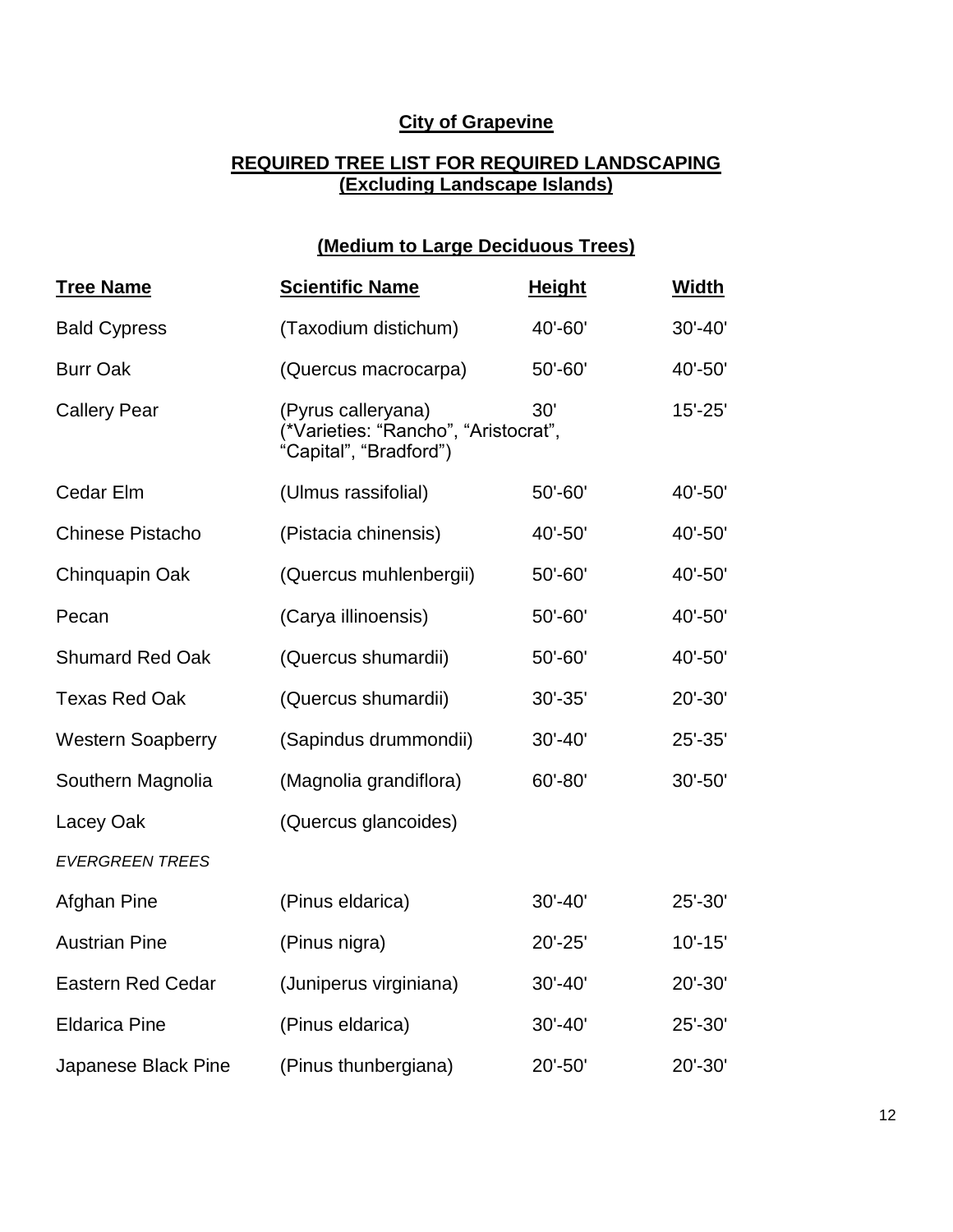## City of Grapevine

## REQUIRED TREE LIST FOR REQUIRED LANDSCAPING
## (Excluding Landscape Islands)

### (Medium to Large Deciduous Trees)

| Tree Name | Scientific Name | Height | Width |
|---|---|---|---|
| Bald Cypress | (Taxodium distichum) | 40'-60' | 30'-40' |
| Burr Oak | (Quercus macrocarpa) | 50'-60' | 40'-50' |
| Callery Pear | (Pyrus calleryana) (*Varieties: “Rancho”, “Aristocrat”, “Capital”, “Bradford”) | 30' | 15'-25' |
| Cedar Elm | (Ulmus rassifolial) | 50'-60' | 40'-50' |
| Chinese Pistacho | (Pistacia chinensis) | 40'-50' | 40'-50' |
| Chinquapin Oak | (Quercus muhlenbergii) | 50'-60' | 40'-50' |
| Pecan | (Carya illinoensis) | 50'-60' | 40'-50' |
| Shumard Red Oak | (Quercus shumardii) | 50'-60' | 40'-50' |
| Texas Red Oak | (Quercus shumardii) | 30'-35' | 20'-30' |
| Western Soapberry | (Sapindus drummondii) | 30'-40' | 25'-35' |
| Southern Magnolia | (Magnolia grandiflora) | 60'-80' | 30'-50' |
| Lacey Oak | (Quercus glancoides) | | |
| *EVERGREEN TREES* | | | |
| Afghan Pine | (Pinus eldarica) | 30'-40' | 25'-30' |
| Austrian Pine | (Pinus nigra) | 20'-25' | 10'-15' |
| Eastern Red Cedar | (Juniperus virginiana) | 30'-40' | 20'-30' |
| Eldarica Pine | (Pinus eldarica) | 30'-40' | 25'-30' |
| Japanese Black Pine | (Pinus thunbergiana) | 20'-50' | 20'-30' |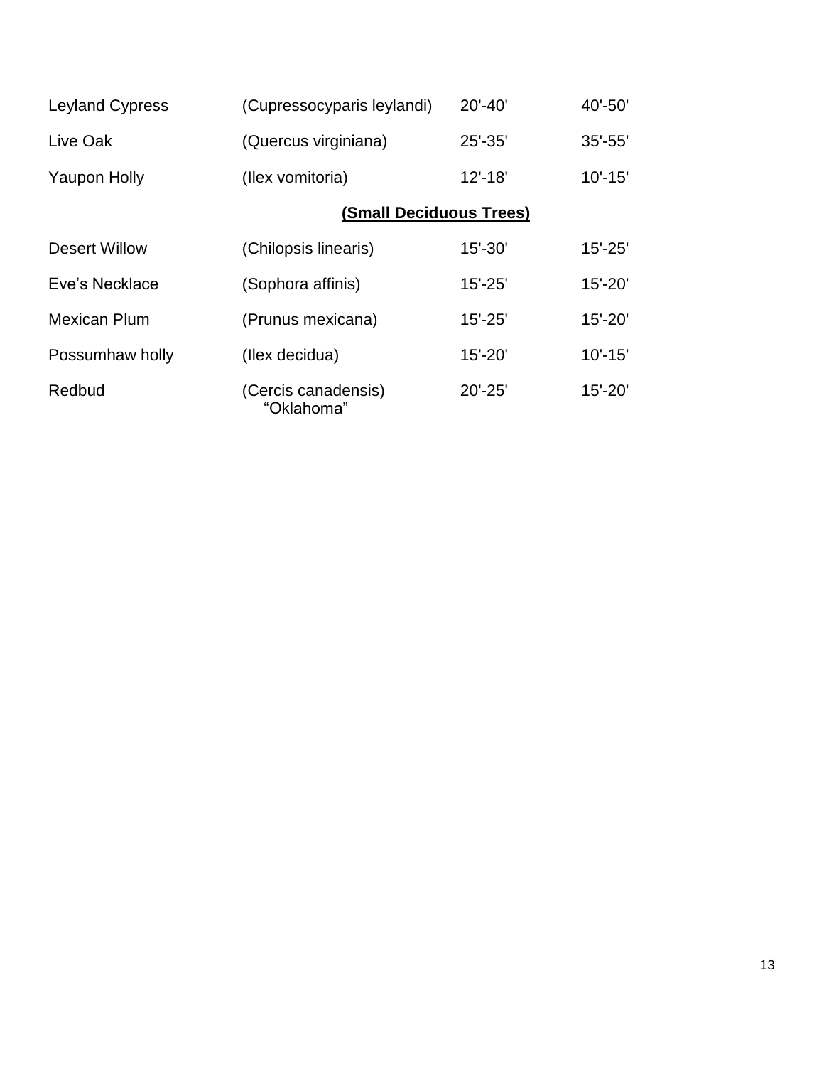| | | | |
|---|---|---|---|
| Leyland Cypress | (Cupressocyparis leylandi) | 20'-40' | 40'-50' |
| Live Oak | (Quercus virginiana) | 25'-35' | 35'-55' |
| Yaupon Holly | (Ilex vomitoria) | 12'-18' | 10'-15' |

**(Small Deciduous Trees)**

| | | | |
|---|---|---|---|
| Desert Willow | (Chilopsis linearis) | 15'-30' | 15'-25' |
| Eve's Necklace | (Sophora affinis) | 15'-25' | 15'-20' |
| Mexican Plum | (Prunus mexicana) | 15'-25' | 15'-20' |
| Possumhaw holly | (Ilex decidua) | 15'-20' | 10'-15' |
| Redbud | (Cercis canadensis) "Oklahoma" | 20'-25' | 15'-20' |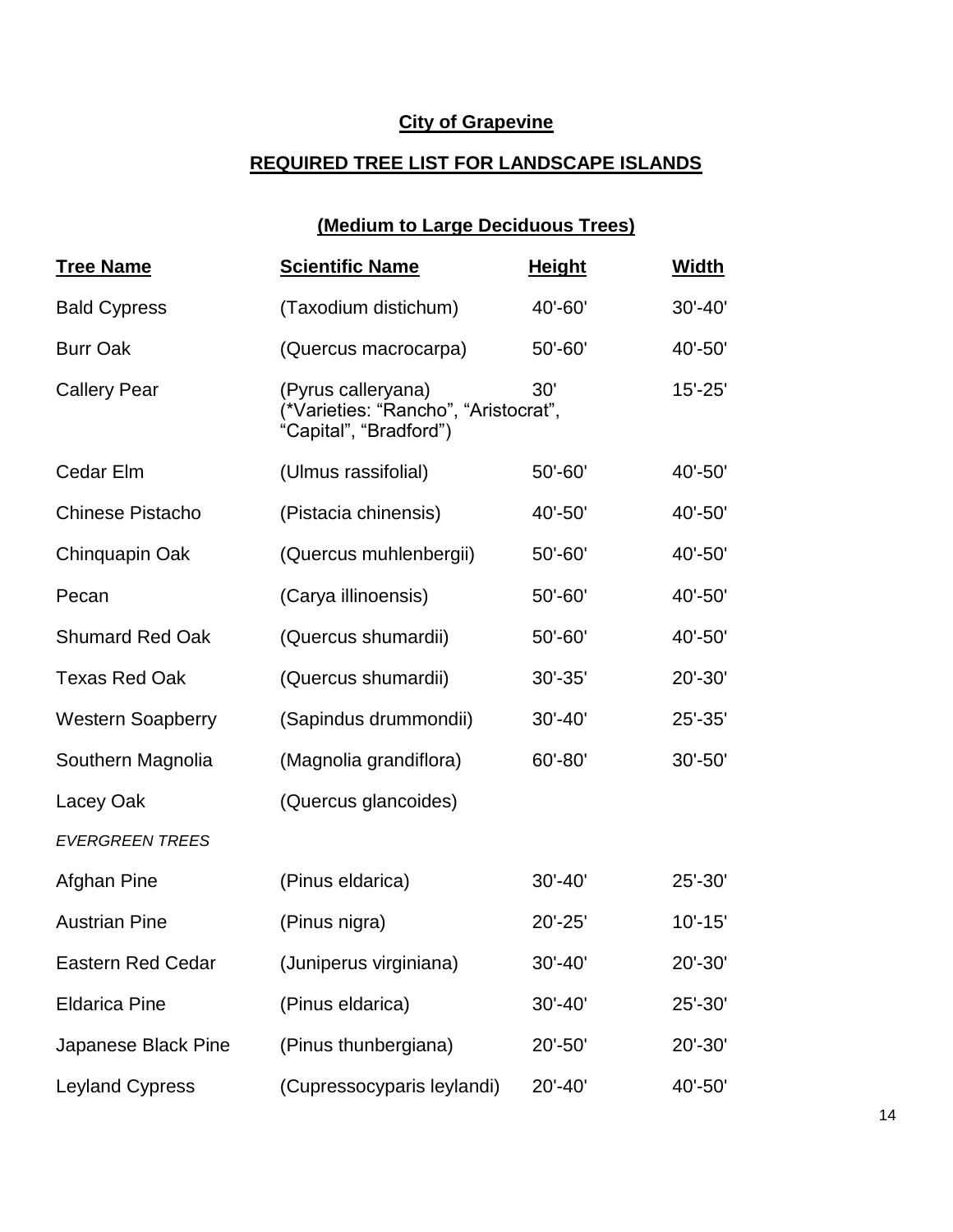**City of Grapevine**

**REQUIRED TREE LIST FOR LANDSCAPE ISLANDS**

**(Medium to Large Deciduous Trees)**

| Tree Name | Scientific Name | Height | Width |
|---|---|---|---|
| Bald Cypress | (Taxodium distichum) | 40'-60' | 30'-40' |
| Burr Oak | (Quercus macrocarpa) | 50'-60' | 40'-50' |
| Callery Pear | (Pyrus calleryana) (*Varieties: "Rancho", "Aristocrat", "Capital", "Bradford") | 30' | 15'-25' |
| Cedar Elm | (Ulmus rassifolial) | 50'-60' | 40'-50' |
| Chinese Pistacho | (Pistacia chinensis) | 40'-50' | 40'-50' |
| Chinquapin Oak | (Quercus muhlenbergii) | 50'-60' | 40'-50' |
| Pecan | (Carya illinoensis) | 50'-60' | 40'-50' |
| Shumard Red Oak | (Quercus shumardii) | 50'-60' | 40'-50' |
| Texas Red Oak | (Quercus shumardii) | 30'-35' | 20'-30' |
| Western Soapberry | (Sapindus drummondii) | 30'-40' | 25'-35' |
| Southern Magnolia | (Magnolia grandiflora) | 60'-80' | 30'-50' |
| Lacey Oak | (Quercus glancoides) | | |
| *EVERGREEN TREES* | | | |
| Afghan Pine | (Pinus eldarica) | 30'-40' | 25'-30' |
| Austrian Pine | (Pinus nigra) | 20'-25' | 10'-15' |
| Eastern Red Cedar | (Juniperus virginiana) | 30'-40' | 20'-30' |
| Eldarica Pine | (Pinus eldarica) | 30'-40' | 25'-30' |
| Japanese Black Pine | (Pinus thunbergiana) | 20'-50' | 20'-30' |
| Leyland Cypress | (Cupressocyparis leylandi) | 20'-40' | 40'-50' |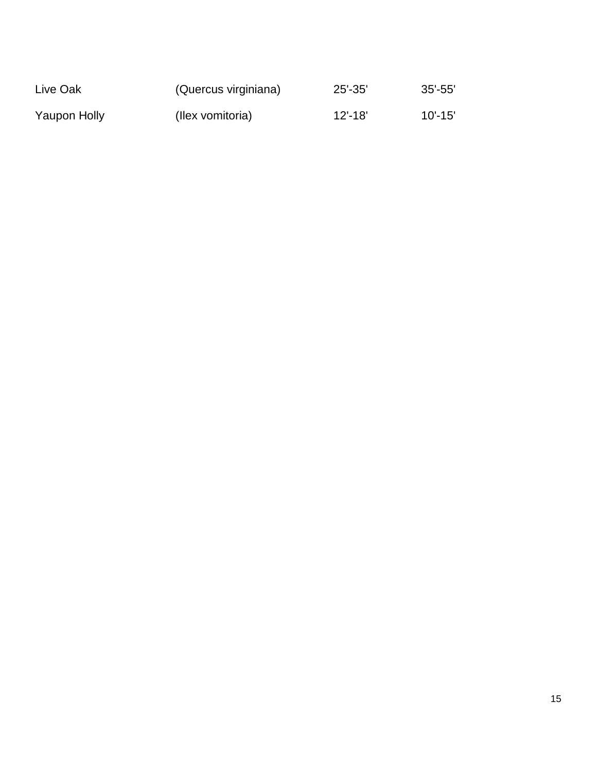| | | | |
|---|---|---|---|
| Live Oak | (Quercus virginiana) | 25'-35' | 35'-55' |
| Yaupon Holly | (Ilex vomitoria) | 12'-18' | 10'-15' |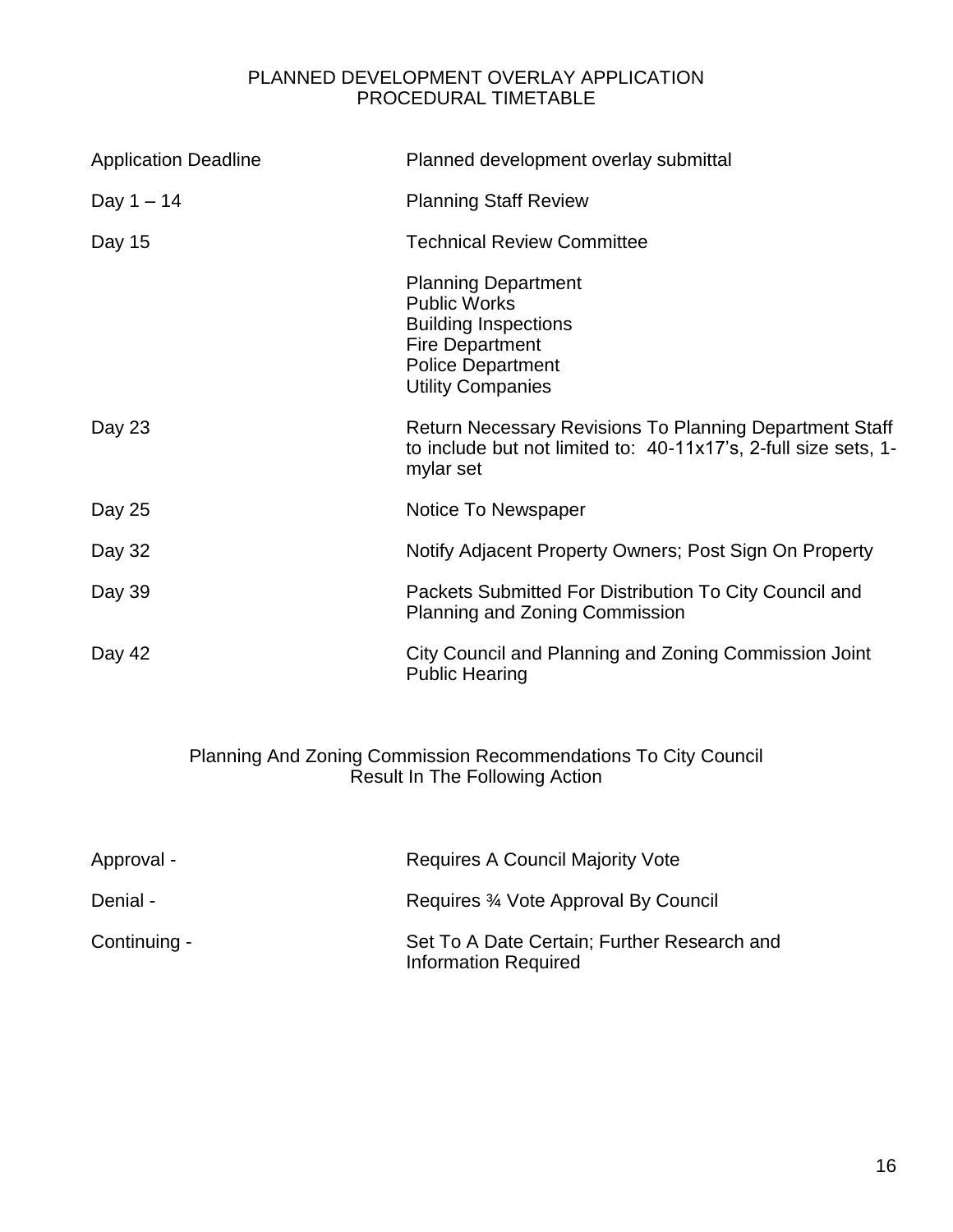# PLANNED DEVELOPMENT OVERLAY APPLICATION
## PROCEDURAL TIMETABLE

| | |
|---|---|
| Application Deadline | Planned development overlay submittal |
| Day 1 – 14 | Planning Staff Review |
| Day 15 | Technical Review Committee<br><br>Planning Department<br>Public Works<br>Building Inspections<br>Fire Department<br>Police Department<br>Utility Companies |
| Day 23 | Return Necessary Revisions To Planning Department Staff to include but not limited to: 40-11x17's, 2-full size sets, 1-mylar set |
| Day 25 | Notice To Newspaper |
| Day 32 | Notify Adjacent Property Owners; Post Sign On Property |
| Day 39 | Packets Submitted For Distribution To City Council and Planning and Zoning Commission |
| Day 42 | City Council and Planning and Zoning Commission Joint Public Hearing |

## Planning And Zoning Commission Recommendations To City Council Result In The Following Action

| | |
|---|---|
| Approval - | Requires A Council Majority Vote |
| Denial - | Requires ¾ Vote Approval By Council |
| Continuing - | Set To A Date Certain; Further Research and Information Required |